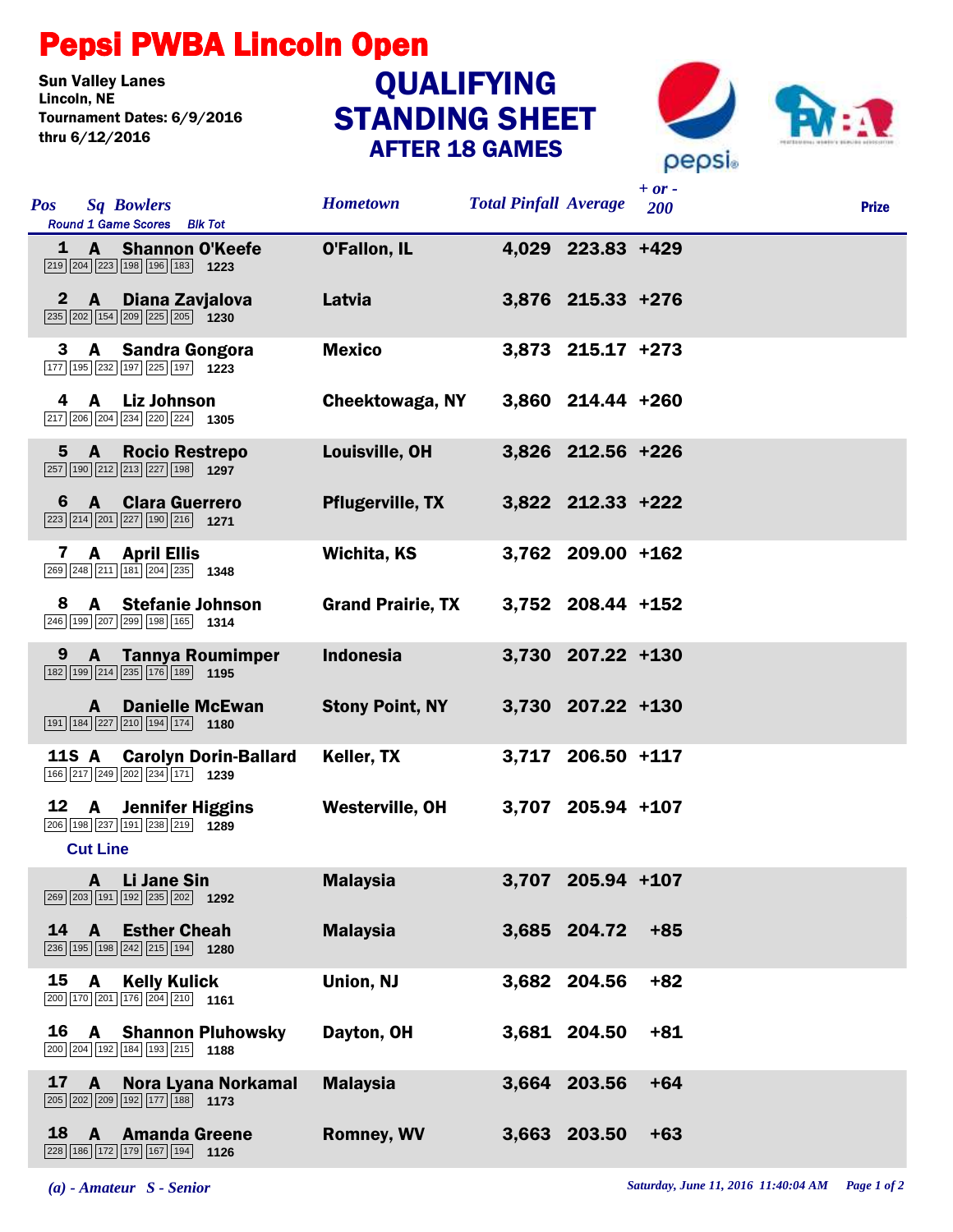# Pepsi PWBA Lincoln Open

Sun Valley Lanes
Lincoln, NE
Tournament Dates: 6/9/2016
thru 6/12/2016

## QUALIFYING STANDING SHEET
### AFTER 18 GAMES

| Pos | Sq | Bowlers | Round 1 Game Scores | Blk Tot | Hometown | Total Pinfall | Average | + or - 200 | Prize |
|---|---|---|---|---|---|---|---|---|---|
| 1 | A | Shannon O'Keefe | 219 204 223 198 196 183 | 1223 | O'Fallon, IL | 4,029 | 223.83 | +429 | |
| 2 | A | Diana Zavjalova | 235 202 154 209 225 205 | 1230 | Latvia | 3,876 | 215.33 | +276 | |
| 3 | A | Sandra Gongora | 177 195 232 197 225 197 | 1223 | Mexico | 3,873 | 215.17 | +273 | |
| 4 | A | Liz Johnson | 217 206 204 234 220 224 | 1305 | Cheektowaga, NY | 3,860 | 214.44 | +260 | |
| 5 | A | Rocio Restrepo | 257 190 212 213 227 198 | 1297 | Louisville, OH | 3,826 | 212.56 | +226 | |
| 6 | A | Clara Guerrero | 223 214 201 227 190 216 | 1271 | Pflugerville, TX | 3,822 | 212.33 | +222 | |
| 7 | A | April Ellis | 269 248 211 181 204 235 | 1348 | Wichita, KS | 3,762 | 209.00 | +162 | |
| 8 | A | Stefanie Johnson | 246 199 207 299 198 165 | 1314 | Grand Prairie, TX | 3,752 | 208.44 | +152 | |
| 9 | A | Tannya Roumimper | 182 199 214 235 176 189 | 1195 | Indonesia | 3,730 | 207.22 | +130 | |
| | A | Danielle McEwan | 191 184 227 210 194 174 | 1180 | Stony Point, NY | 3,730 | 207.22 | +130 | |
| 11S | A | Carolyn Dorin-Ballard | 166 217 249 202 234 171 | 1239 | Keller, TX | 3,717 | 206.50 | +117 | |
| 12 | A | Jennifer Higgins | 206 198 237 191 238 219 | 1289 | Westerville, OH | 3,707 | 205.94 | +107 | |
| **Cut Line** | | | | | | | | | |
| | A | Li Jane Sin | 269 203 191 192 235 202 | 1292 | Malaysia | 3,707 | 205.94 | +107 | |
| 14 | A | Esther Cheah | 236 195 198 242 215 194 | 1280 | Malaysia | 3,685 | 204.72 | +85 | |
| 15 | A | Kelly Kulick | 200 170 201 176 204 210 | 1161 | Union, NJ | 3,682 | 204.56 | +82 | |
| 16 | A | Shannon Pluhowsky | 200 204 192 184 193 215 | 1188 | Dayton, OH | 3,681 | 204.50 | +81 | |
| 17 | A | Nora Lyana Norkamal | 205 202 209 192 177 188 | 1173 | Malaysia | 3,664 | 203.56 | +64 | |
| 18 | A | Amanda Greene | 228 186 172 179 167 194 | 1126 | Romney, WV | 3,663 | 203.50 | +63 | |

*(a) - Amateur S - Senior*

*Saturday, June 11, 2016 11:40:04 AM*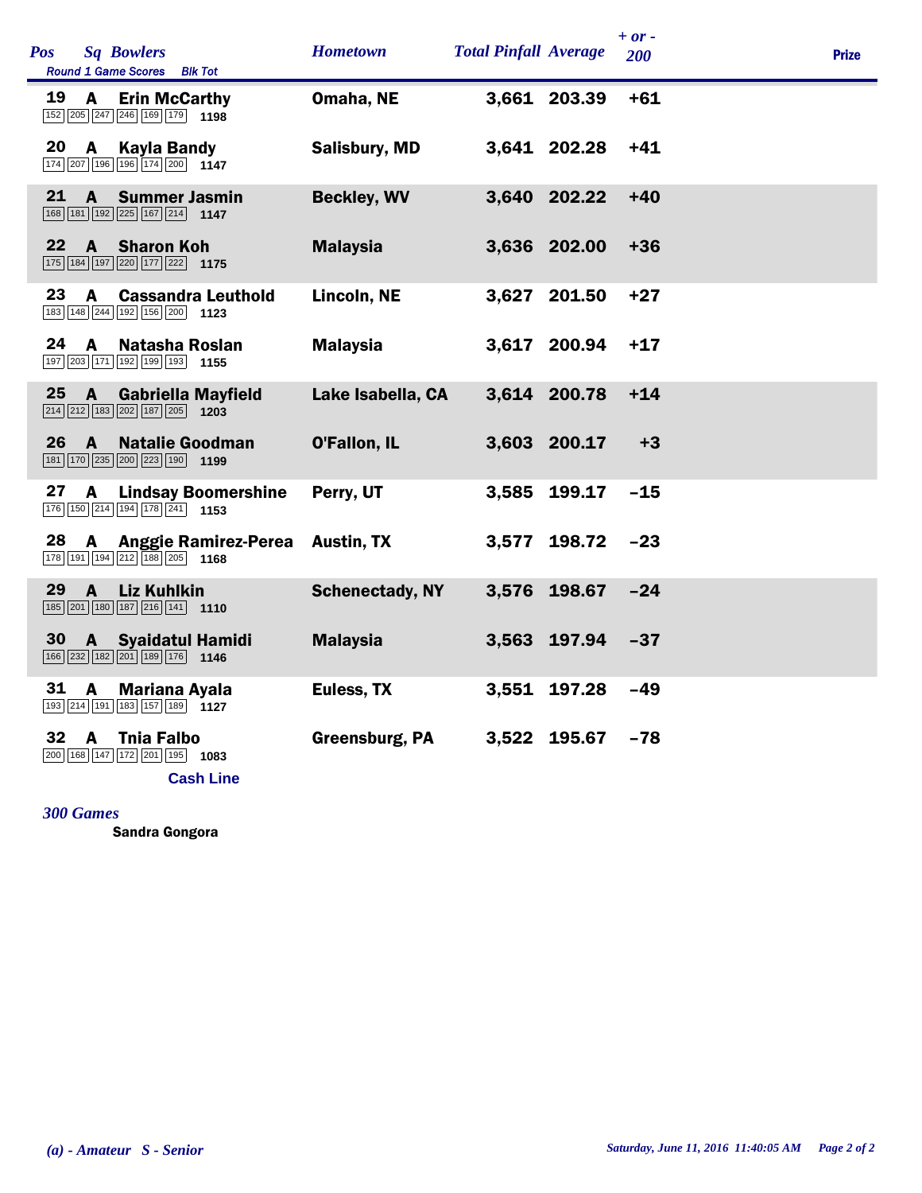| Pos | Sq | Bowlers / Round 1 Game Scores | Blk Tot | Hometown | Total Pinfall | Average | + or - 200 | Prize |
|---|---|---|---|---|---|---|---|---|
| 19 | A | Erin McCarthy / 152 205 247 246 169 179 | 1198 | Omaha, NE | 3,661 | 203.39 | +61 | |
| 20 | A | Kayla Bandy / 174 207 196 196 174 200 | 1147 | Salisbury, MD | 3,641 | 202.28 | +41 | |
| 21 | A | Summer Jasmin / 168 181 192 225 167 214 | 1147 | Beckley, WV | 3,640 | 202.22 | +40 | |
| 22 | A | Sharon Koh / 175 184 197 220 177 222 | 1175 | Malaysia | 3,636 | 202.00 | +36 | |
| 23 | A | Cassandra Leuthold / 183 148 244 192 156 200 | 1123 | Lincoln, NE | 3,627 | 201.50 | +27 | |
| 24 | A | Natasha Roslan / 197 203 171 192 199 193 | 1155 | Malaysia | 3,617 | 200.94 | +17 | |
| 25 | A | Gabriella Mayfield / 214 212 183 202 187 205 | 1203 | Lake Isabella, CA | 3,614 | 200.78 | +14 | |
| 26 | A | Natalie Goodman / 181 170 235 200 223 190 | 1199 | O'Fallon, IL | 3,603 | 200.17 | +3 | |
| 27 | A | Lindsay Boomershine / 176 150 214 194 178 241 | 1153 | Perry, UT | 3,585 | 199.17 | -15 | |
| 28 | A | Anggie Ramirez-Perea / 178 191 194 212 188 205 | 1168 | Austin, TX | 3,577 | 198.72 | -23 | |
| 29 | A | Liz Kuhlkin / 185 201 180 187 216 141 | 1110 | Schenectady, NY | 3,576 | 198.67 | -24 | |
| 30 | A | Syaidatul Hamidi / 166 232 182 201 189 176 | 1146 | Malaysia | 3,563 | 197.94 | -37 | |
| 31 | A | Mariana Ayala / 193 214 191 183 157 189 | 1127 | Euless, TX | 3,551 | 197.28 | -49 | |
| 32 | A | Tnia Falbo / 200 168 147 172 201 195 | 1083 | Greensburg, PA | 3,522 | 195.67 | -78 | |

**Cash Line**

*300 Games*

Sandra Gongora

*(a) - Amateur S - Senior*

*Saturday, June 11, 2016 11:40:05 AM*